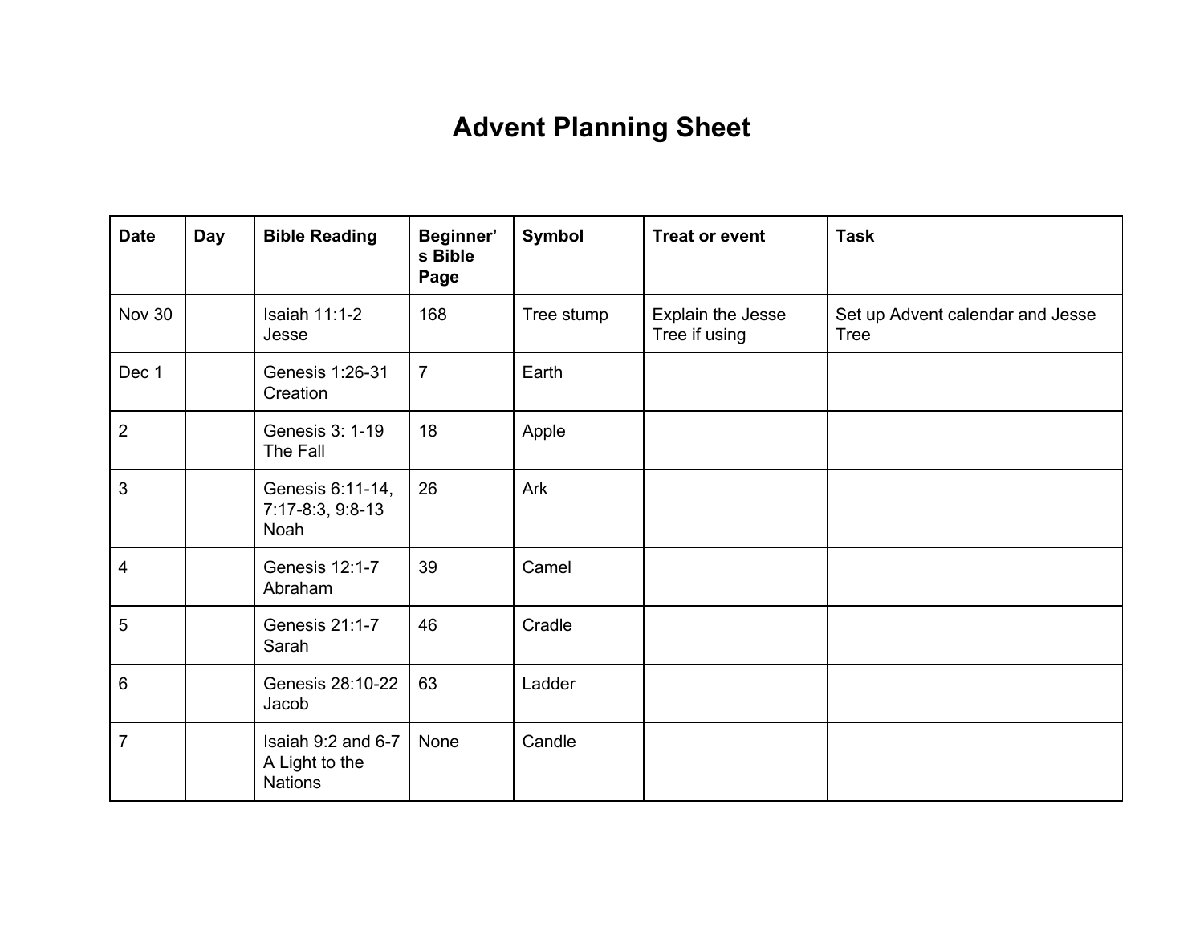# Advent Planning Sheet

| Date | Day | Bible Reading | Beginner's Bible Page | Symbol | Treat or event | Task |
|---|---|---|---|---|---|---|
| Nov 30 | | Isaiah 11:1-2 Jesse | 168 | Tree stump | Explain the Jesse Tree if using | Set up Advent calendar and Jesse Tree |
| Dec 1 | | Genesis 1:26-31 Creation | 7 | Earth | | |
| 2 | | Genesis 3: 1-19 The Fall | 18 | Apple | | |
| 3 | | Genesis 6:11-14, 7:17-8:3, 9:8-13 Noah | 26 | Ark | | |
| 4 | | Genesis 12:1-7 Abraham | 39 | Camel | | |
| 5 | | Genesis 21:1-7 Sarah | 46 | Cradle | | |
| 6 | | Genesis 28:10-22 Jacob | 63 | Ladder | | |
| 7 | | Isaiah 9:2 and 6-7 A Light to the Nations | None | Candle | | |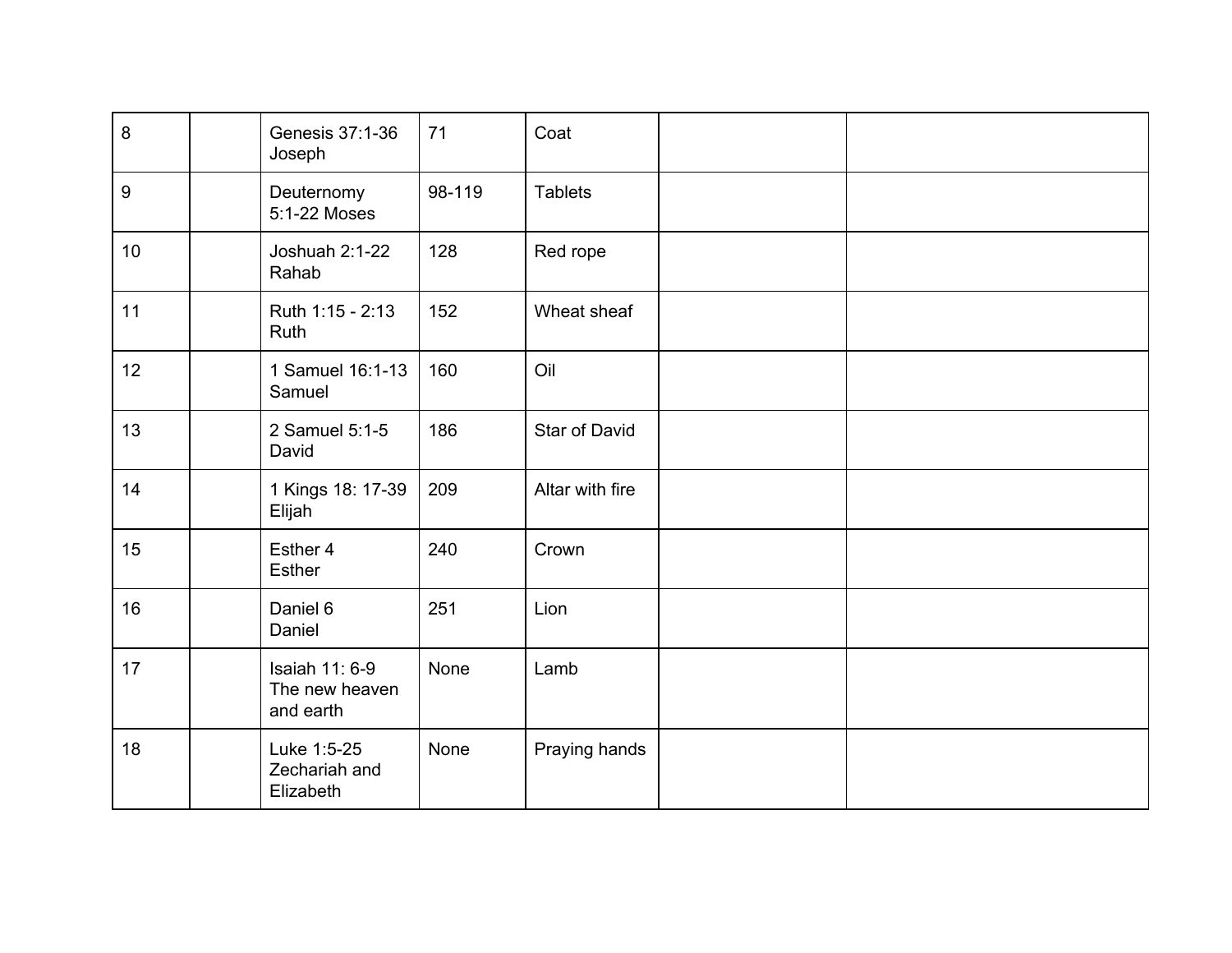| | | | | | | |
|---|---|---|---|---|---|---|
| 8 | | Genesis 37:1-36 Joseph | 71 | Coat | | |
| 9 | | Deuternomy 5:1-22 Moses | 98-119 | Tablets | | |
| 10 | | Joshuah 2:1-22 Rahab | 128 | Red rope | | |
| 11 | | Ruth 1:15 - 2:13 Ruth | 152 | Wheat sheaf | | |
| 12 | | 1 Samuel 16:1-13 Samuel | 160 | Oil | | |
| 13 | | 2 Samuel 5:1-5 David | 186 | Star of David | | |
| 14 | | 1 Kings 18: 17-39 Elijah | 209 | Altar with fire | | |
| 15 | | Esther 4 Esther | 240 | Crown | | |
| 16 | | Daniel 6 Daniel | 251 | Lion | | |
| 17 | | Isaiah 11: 6-9 The new heaven and earth | None | Lamb | | |
| 18 | | Luke 1:5-25 Zechariah and Elizabeth | None | Praying hands | | |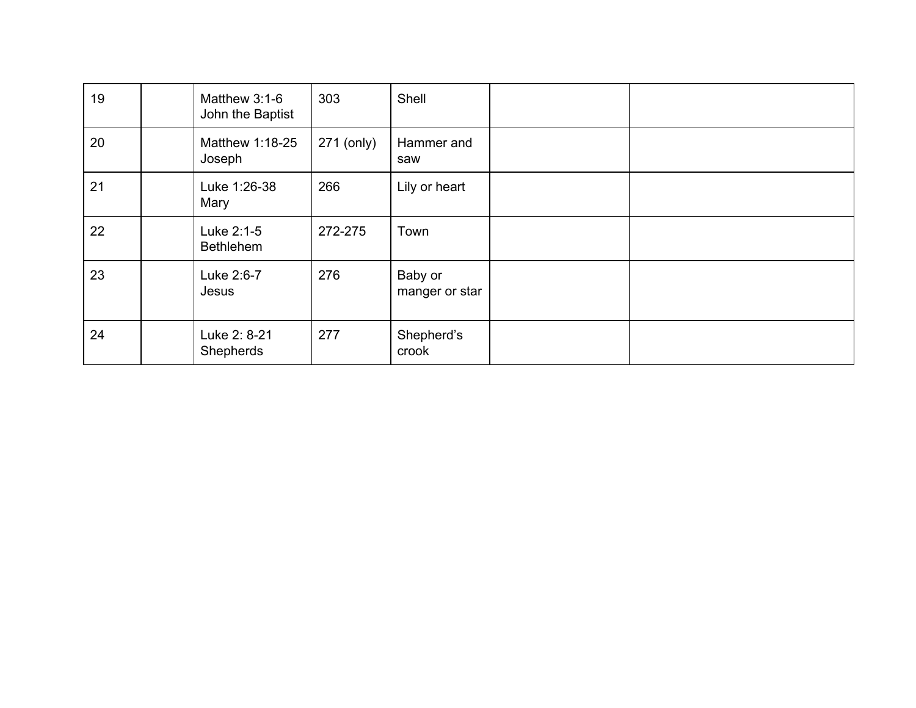| | | | | | | |
|---|---|---|---|---|---|---|
| 19 | | Matthew 3:1-6 John the Baptist | 303 | Shell | | |
| 20 | | Matthew 1:18-25 Joseph | 271 (only) | Hammer and saw | | |
| 21 | | Luke 1:26-38 Mary | 266 | Lily or heart | | |
| 22 | | Luke 2:1-5 Bethlehem | 272-275 | Town | | |
| 23 | | Luke 2:6-7 Jesus | 276 | Baby or manger or star | | |
| 24 | | Luke 2: 8-21 Shepherds | 277 | Shepherd's crook | | |